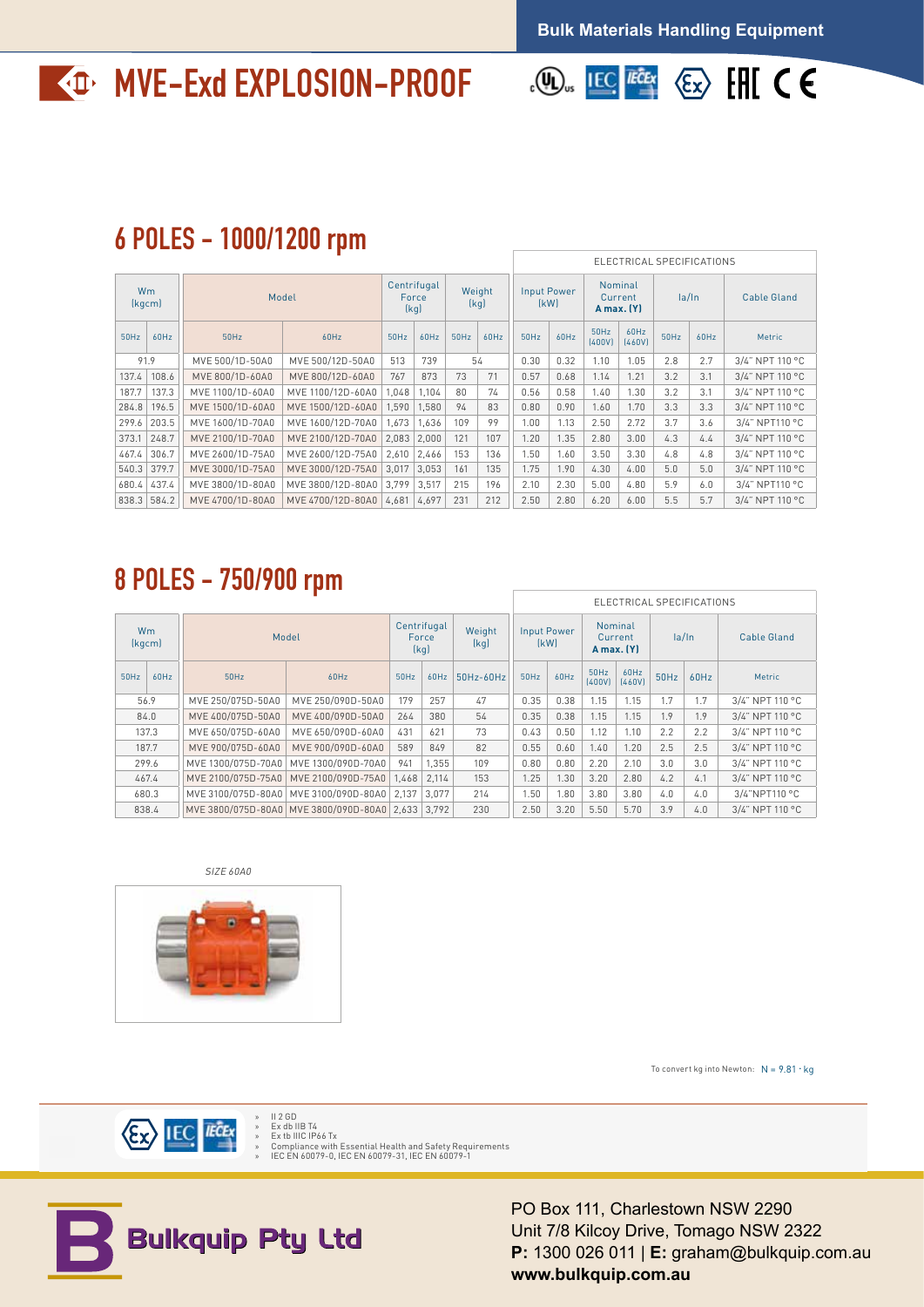Bulk Materials Handling Equipment

# MVE-Exd EXPLOSION-PROOF

## 6 POLES - 1000/1200 rpm

| Wm (kgcm) | | Model | | Centrifugal Force (kg) | | Weight (kg) | | Input Power (kW) | | Nominal Current **A max. (Y)** | | Ia/In | | Cable Gland |
|---|---|---|---|---|---|---|---|---|---|---|---|---|---|---|
| | | | | | | | | ELECTRICAL SPECIFICATIONS | | | | | | |
| 50Hz | 60Hz | 50Hz | 60Hz | 50Hz | 60Hz | 50Hz | 60Hz | 50Hz | 60Hz | 50Hz (400V) | 60Hz (460V) | 50Hz | 60Hz | Metric |
| 91.9 | | MVE 500/1D-50A0 | MVE 500/12D-50A0 | 513 | 739 | 54 | | 0.30 | 0.32 | 1.10 | 1.05 | 2.8 | 2.7 | 3/4" NPT 110 °C |
| 137.4 | 108.6 | MVE 800/1D-60A0 | MVE 800/12D-60A0 | 767 | 873 | 73 | 71 | 0.57 | 0.68 | 1.14 | 1.21 | 3.2 | 3.1 | 3/4" NPT 110 °C |
| 187.7 | 137.3 | MVE 1100/1D-60A0 | MVE 1100/12D-60A0 | 1,048 | 1,104 | 80 | 74 | 0.56 | 0.58 | 1.40 | 1.30 | 3.2 | 3.1 | 3/4" NPT 110 °C |
| 284.8 | 196.5 | MVE 1500/1D-60A0 | MVE 1500/12D-60A0 | 1,590 | 1,580 | 94 | 83 | 0.80 | 0.90 | 1.60 | 1.70 | 3.3 | 3.3 | 3/4" NPT 110 °C |
| 299.6 | 203.5 | MVE 1600/1D-70A0 | MVE 1600/12D-70A0 | 1,673 | 1,636 | 109 | 99 | 1.00 | 1.13 | 2.50 | 2.72 | 3.7 | 3.6 | 3/4" NPT110 °C |
| 373.1 | 248.7 | MVE 2100/1D-70A0 | MVE 2100/12D-70A0 | 2,083 | 2,000 | 121 | 107 | 1.20 | 1.35 | 2.80 | 3.00 | 4.3 | 4.4 | 3/4" NPT 110 °C |
| 467.4 | 306.7 | MVE 2600/1D-75A0 | MVE 2600/12D-75A0 | 2,610 | 2,466 | 153 | 136 | 1.50 | 1.60 | 3.50 | 3.30 | 4.8 | 4.8 | 3/4" NPT 110 °C |
| 540.3 | 379.7 | MVE 3000/1D-75A0 | MVE 3000/12D-75A0 | 3,017 | 3,053 | 161 | 135 | 1.75 | 1.90 | 4.30 | 4.00 | 5.0 | 5.0 | 3/4" NPT 110 °C |
| 680.4 | 437.4 | MVE 3800/1D-80A0 | MVE 3800/12D-80A0 | 3,799 | 3,517 | 215 | 196 | 2.10 | 2.30 | 5.00 | 4.80 | 5.9 | 6.0 | 3/4" NPT110 °C |
| 838.3 | 584.2 | MVE 4700/1D-80A0 | MVE 4700/12D-80A0 | 4,681 | 4,697 | 231 | 212 | 2.50 | 2.80 | 6.20 | 6.00 | 5.5 | 5.7 | 3/4" NPT 110 °C |

## 8 POLES - 750/900 rpm

| Wm (kgcm) | | Model | | Centrifugal Force (kg) | | Weight (kg) | Input Power (kW) | | Nominal Current **A max. (Y)** | | Ia/In | | Cable Gland |
|---|---|---|---|---|---|---|---|---|---|---|---|---|---|
| | | | | | | | ELECTRICAL SPECIFICATIONS | | | | | | |
| 50Hz | 60Hz | 50Hz | 60Hz | 50Hz | 60Hz | 50Hz-60Hz | 50Hz | 60Hz | 50Hz (400V) | 60Hz (460V) | 50Hz | 60Hz | Metric |
| 56.9 | | MVE 250/075D-50A0 | MVE 250/090D-50A0 | 179 | 257 | 47 | 0.35 | 0.38 | 1.15 | 1.15 | 1.7 | 1.7 | 3/4" NPT 110 °C |
| 84.0 | | MVE 400/075D-50A0 | MVE 400/090D-50A0 | 264 | 380 | 54 | 0.35 | 0.38 | 1.15 | 1.15 | 1.9 | 1.9 | 3/4" NPT 110 °C |
| 137.3 | | MVE 650/075D-60A0 | MVE 650/090D-60A0 | 431 | 621 | 73 | 0.43 | 0.50 | 1.12 | 1.10 | 2.2 | 2.2 | 3/4" NPT 110 °C |
| 187.7 | | MVE 900/075D-60A0 | MVE 900/090D-60A0 | 589 | 849 | 82 | 0.55 | 0.60 | 1.40 | 1.20 | 2.5 | 2.5 | 3/4" NPT 110 °C |
| 299.6 | | MVE 1300/075D-70A0 | MVE 1300/090D-70A0 | 941 | 1,355 | 109 | 0.80 | 0.80 | 2.20 | 2.10 | 3.0 | 3.0 | 3/4" NPT 110 °C |
| 467.4 | | MVE 2100/075D-75A0 | MVE 2100/090D-75A0 | 1,468 | 2,114 | 153 | 1.25 | 1.30 | 3.20 | 2.80 | 4.2 | 4.1 | 3/4" NPT 110 °C |
| 680.3 | | MVE 3100/075D-80A0 | MVE 3100/090D-80A0 | 2,137 | 3,077 | 214 | 1.50 | 1.80 | 3.80 | 3.80 | 4.0 | 4.0 | 3/4"NPT110 °C |
| 838.4 | | MVE 3800/075D-80A0 | MVE 3800/090D-80A0 | 2,633 | 3,792 | 230 | 2.50 | 3.20 | 5.50 | 5.70 | 3.9 | 4.0 | 3/4" NPT 110 °C |

*SIZE 60A0*

To convert kg into Newton: N = 9.81 · kg

- II 2 GD
- Ex db IIB T4
- Ex tb IIIC IP66 Tx
- Compliance with Essential Health and Safety Requirements
- IEC EN 60079-0, IEC EN 60079-31, IEC EN 60079-1

Bulkquip Pty Ltd

PO Box 111, Charlestown NSW 2290
Unit 7/8 Kilcoy Drive, Tomago NSW 2322
**P:** 1300 026 011 | **E:** graham@bulkquip.com.au
**www.bulkquip.com.au**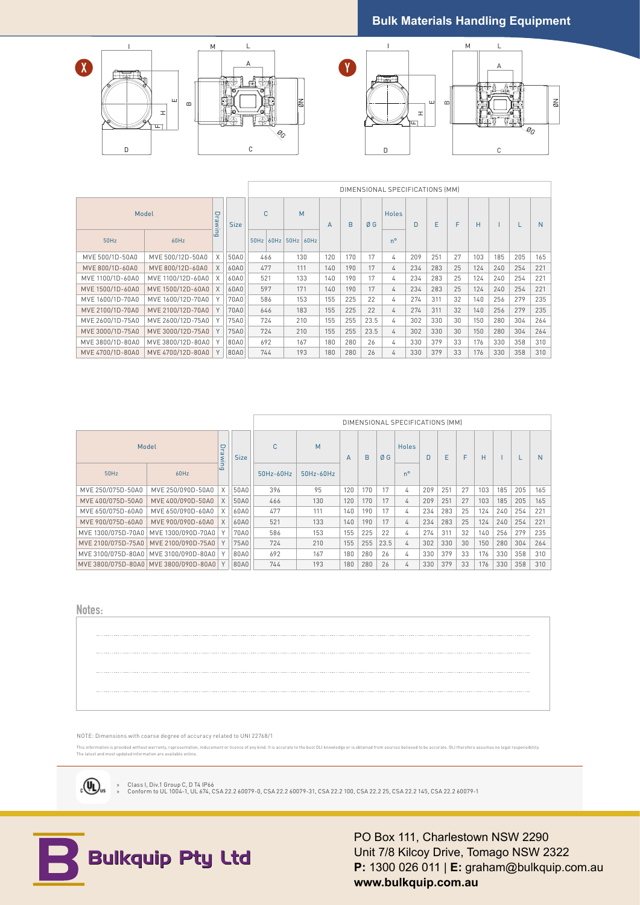## Bulk Materials Handling Equipment

X

Y

| Model | | Drawing | Size | DIMENSIONAL SPECIFICATIONS (MM) | | | | | | | | | | | | | | | |
|---|---|---|---|---|---|---|---|---|---|---|---|---|---|---|---|---|---|---|---|
| | | | | C | | M | | A | B | Ø G | Holes | D | E | F | H | I | L | N |
| 50Hz | 60Hz | | | 50Hz | 60Hz | 50Hz | 60Hz | | | | n° | | | | | | | |
| MVE 500/1D-50A0 | MVE 500/12D-50A0 | X | 50A0 | 466 | | 130 | | 120 | 170 | 17 | 4 | 209 | 251 | 27 | 103 | 185 | 205 | 165 |
| MVE 800/1D-60A0 | MVE 800/12D-60A0 | X | 60A0 | 477 | | 111 | | 140 | 190 | 17 | 4 | 234 | 283 | 25 | 124 | 240 | 254 | 221 |
| MVE 1100/1D-60A0 | MVE 1100/12D-60A0 | X | 60A0 | 521 | | 133 | | 140 | 190 | 17 | 4 | 234 | 283 | 25 | 124 | 240 | 254 | 221 |
| MVE 1500/1D-60A0 | MVE 1500/12D-60A0 | X | 60A0 | 597 | | 171 | | 140 | 190 | 17 | 4 | 234 | 283 | 25 | 124 | 240 | 254 | 221 |
| MVE 1600/1D-70A0 | MVE 1600/12D-70A0 | Y | 70A0 | 586 | | 153 | | 155 | 225 | 22 | 4 | 274 | 311 | 32 | 140 | 256 | 279 | 235 |
| MVE 2100/1D-70A0 | MVE 2100/12D-70A0 | Y | 70A0 | 646 | | 183 | | 155 | 225 | 22 | 4 | 274 | 311 | 32 | 140 | 256 | 279 | 235 |
| MVE 2600/1D-75A0 | MVE 2600/12D-75A0 | Y | 75A0 | 724 | | 210 | | 155 | 255 | 23.5 | 4 | 302 | 330 | 30 | 150 | 280 | 304 | 264 |
| MVE 3000/1D-75A0 | MVE 3000/12D-75A0 | Y | 75A0 | 724 | | 210 | | 155 | 255 | 23.5 | 4 | 302 | 330 | 30 | 150 | 280 | 304 | 264 |
| MVE 3800/1D-80A0 | MVE 3800/12D-80A0 | Y | 80A0 | 692 | | 167 | | 180 | 280 | 26 | 4 | 330 | 379 | 33 | 176 | 330 | 358 | 310 |
| MVE 4700/1D-80A0 | MVE 4700/12D-80A0 | Y | 80A0 | 744 | | 193 | | 180 | 280 | 26 | 4 | 330 | 379 | 33 | 176 | 330 | 358 | 310 |

| Model | | Drawing | Size | DIMENSIONAL SPECIFICATIONS (MM) | | | | | | | | | | | | | |
|---|---|---|---|---|---|---|---|---|---|---|---|---|---|---|---|---|---|
| | | | | C | M | A | B | Ø G | Holes | D | E | F | H | I | L | N |
| 50Hz | 60Hz | | | 50Hz-60Hz | 50Hz-60Hz | | | | n° | | | | | | | |
| MVE 250/075D-50A0 | MVE 250/090D-50A0 | X | 50A0 | 396 | 95 | 120 | 170 | 17 | 4 | 209 | 251 | 27 | 103 | 185 | 205 | 165 |
| MVE 400/075D-50A0 | MVE 400/090D-50A0 | X | 50A0 | 466 | 130 | 120 | 170 | 17 | 4 | 209 | 251 | 27 | 103 | 185 | 205 | 165 |
| MVE 650/075D-60A0 | MVE 650/090D-60A0 | X | 60A0 | 477 | 111 | 140 | 190 | 17 | 4 | 234 | 283 | 25 | 124 | 240 | 254 | 221 |
| MVE 900/075D-60A0 | MVE 900/090D-60A0 | X | 60A0 | 521 | 133 | 140 | 190 | 17 | 4 | 234 | 283 | 25 | 124 | 240 | 254 | 221 |
| MVE 1300/075D-70A0 | MVE 1300/090D-70A0 | Y | 70A0 | 586 | 153 | 155 | 225 | 22 | 4 | 274 | 311 | 32 | 140 | 256 | 279 | 235 |
| MVE 2100/075D-75A0 | MVE 2100/090D-75A0 | Y | 75A0 | 724 | 210 | 155 | 255 | 23.5 | 4 | 302 | 330 | 30 | 150 | 280 | 304 | 264 |
| MVE 3100/075D-80A0 | MVE 3100/090D-80A0 | Y | 80A0 | 692 | 167 | 180 | 280 | 26 | 4 | 330 | 379 | 33 | 176 | 330 | 358 | 310 |
| MVE 3800/075D-80A0 | MVE 3800/090D-80A0 | Y | 80A0 | 744 | 193 | 180 | 280 | 26 | 4 | 330 | 379 | 33 | 176 | 330 | 358 | 310 |

**Notes:**

NOTE: Dimensions with coarse degree of accuracy related to UNI 22768/1

This information is provided without warranty, representation, inducement or licence of any kind. It is accurate to the best OLI knowledge or is obtained from sources believed to be accurate. OLI therefore assumes no legal responsibility. The latest and most updated information are available online.

- Class I, Div.1 Group C, D T4 IP66
- Conform to UL 1004-1, UL 674, CSA 22.2 60079-0, CSA 22.2 60079-31, CSA 22.2 100, CSA 22.2 25, CSA 22.2 145, CSA 22.2 60079-1

**Bulkquip Pty Ltd**

PO Box 111, Charlestown NSW 2290
Unit 7/8 Kilcoy Drive, Tomago NSW 2322
**P:** 1300 026 011 | **E:** graham@bulkquip.com.au
**www.bulkquip.com.au**